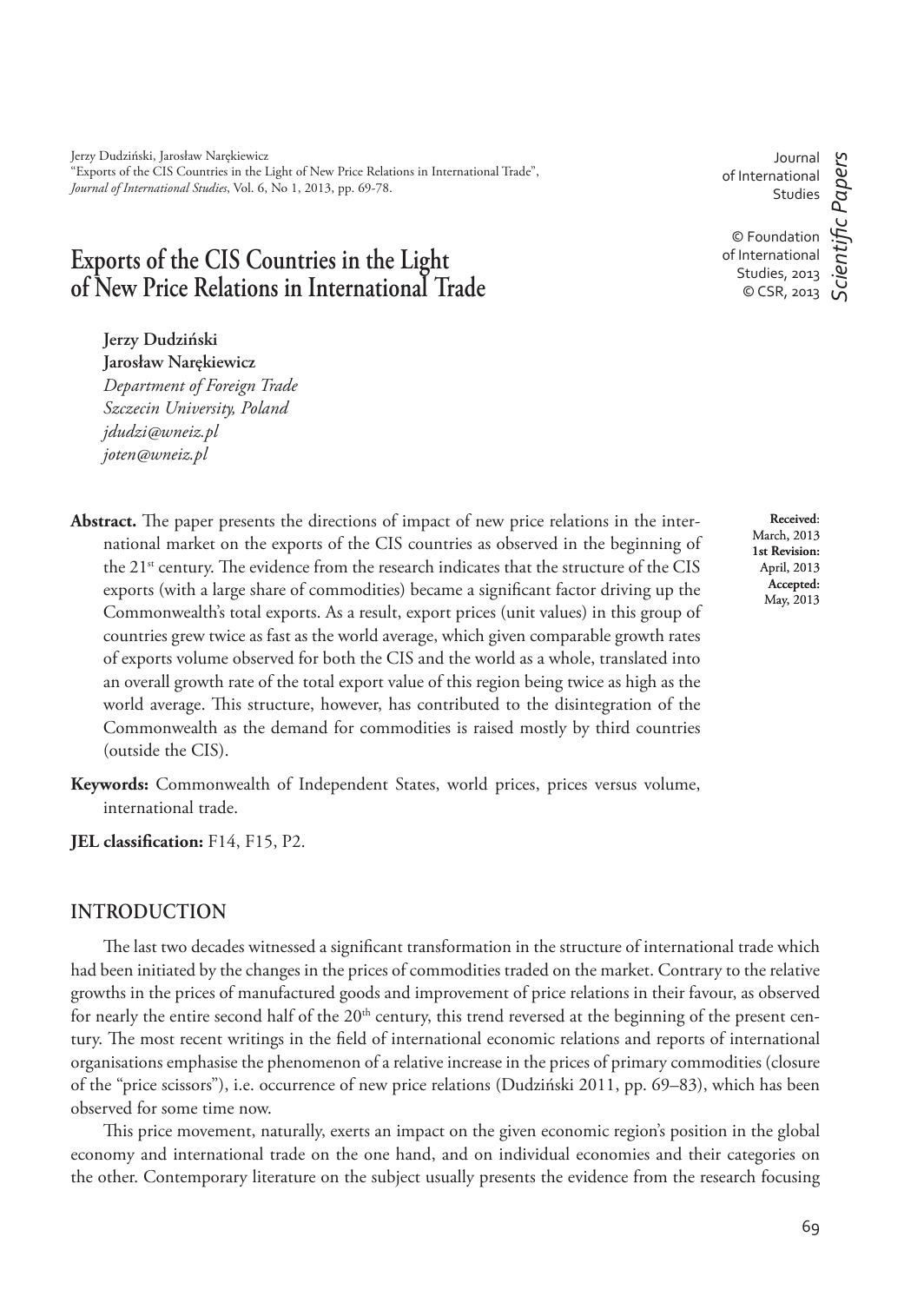Jerzy Dudziński, Jarosław Narękiewicz
"Exports of the CIS Countries in the Light of New Price Relations in International Trade",
*Journal of International Studies*, Vol. 6, No 1, 2013, pp. 69-78.

Journal of International Studies

© Foundation of International Studies, 2013
© CSR, 2013

*Scientific Papers*

# Exports of the CIS Countries in the Light of New Price Relations in International Trade

**Jerzy Dudziński**
**Jarosław Narękiewicz**
*Department of Foreign Trade*
*Szczecin University, Poland*
*jdudzi@wneiz.pl*
*joten@wneiz.pl*

**Received:** March, 2013
**1st Revision:** April, 2013
**Accepted:** May, 2013

**Abstract.** The paper presents the directions of impact of new price relations in the international market on the exports of the CIS countries as observed in the beginning of the 21st century. The evidence from the research indicates that the structure of the CIS exports (with a large share of commodities) became a significant factor driving up the Commonwealth's total exports. As a result, export prices (unit values) in this group of countries grew twice as fast as the world average, which given comparable growth rates of exports volume observed for both the CIS and the world as a whole, translated into an overall growth rate of the total export value of this region being twice as high as the world average. This structure, however, has contributed to the disintegration of the Commonwealth as the demand for commodities is raised mostly by third countries (outside the CIS).

**Keywords:** Commonwealth of Independent States, world prices, prices versus volume, international trade.

**JEL classification:** F14, F15, P2.

## INTRODUCTION

The last two decades witnessed a significant transformation in the structure of international trade which had been initiated by the changes in the prices of commodities traded on the market. Contrary to the relative growths in the prices of manufactured goods and improvement of price relations in their favour, as observed for nearly the entire second half of the 20th century, this trend reversed at the beginning of the present century. The most recent writings in the field of international economic relations and reports of international organisations emphasise the phenomenon of a relative increase in the prices of primary commodities (closure of the "price scissors"), i.e. occurrence of new price relations (Dudziński 2011, pp. 69–83), which has been observed for some time now.

This price movement, naturally, exerts an impact on the given economic region's position in the global economy and international trade on the one hand, and on individual economies and their categories on the other. Contemporary literature on the subject usually presents the evidence from the research focusing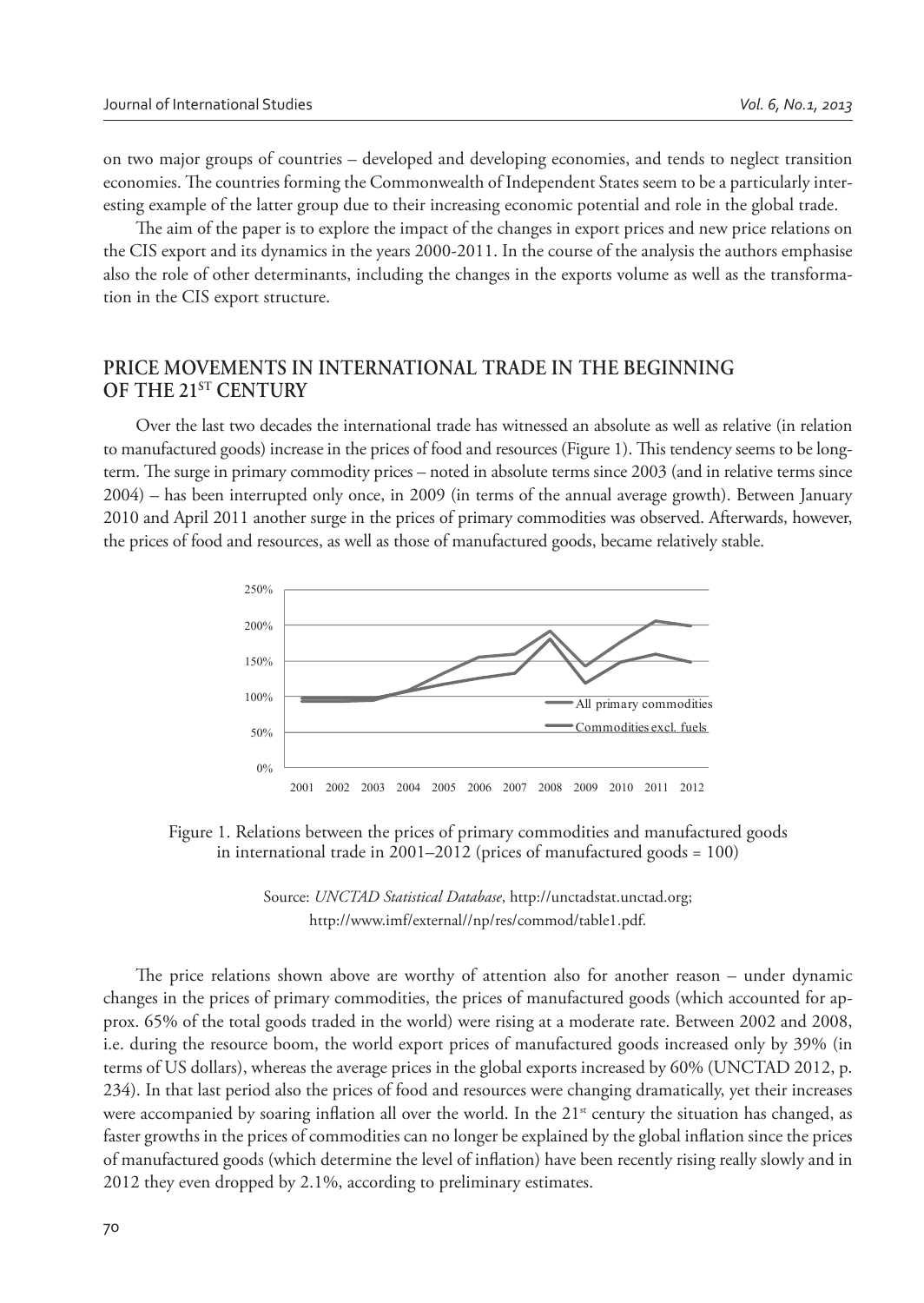on two major groups of countries – developed and developing economies, and tends to neglect transition economies. The countries forming the Commonwealth of Independent States seem to be a particularly interesting example of the latter group due to their increasing economic potential and role in the global trade.

The aim of the paper is to explore the impact of the changes in export prices and new price relations on the CIS export and its dynamics in the years 2000-2011. In the course of the analysis the authors emphasise also the role of other determinants, including the changes in the exports volume as well as the transformation in the CIS export structure.

## PRICE MOVEMENTS IN INTERNATIONAL TRADE IN THE BEGINNING OF THE 21ST CENTURY

Over the last two decades the international trade has witnessed an absolute as well as relative (in relation to manufactured goods) increase in the prices of food and resources (Figure 1). This tendency seems to be long-term. The surge in primary commodity prices – noted in absolute terms since 2003 (and in relative terms since 2004) – has been interrupted only once, in 2009 (in terms of the annual average growth). Between January 2010 and April 2011 another surge in the prices of primary commodities was observed. Afterwards, however, the prices of food and resources, as well as those of manufactured goods, became relatively stable.

Figure 1. Relations between the prices of primary commodities and manufactured goods in international trade in 2001–2012 (prices of manufactured goods = 100)

Source: *UNCTAD Statistical Database*, http://unctadstat.unctad.org; http://www.imf/external//np/res/commod/table1.pdf.

The price relations shown above are worthy of attention also for another reason – under dynamic changes in the prices of primary commodities, the prices of manufactured goods (which accounted for approx. 65% of the total goods traded in the world) were rising at a moderate rate. Between 2002 and 2008, i.e. during the resource boom, the world export prices of manufactured goods increased only by 39% (in terms of US dollars), whereas the average prices in the global exports increased by 60% (UNCTAD 2012, p. 234). In that last period also the prices of food and resources were changing dramatically, yet their increases were accompanied by soaring inflation all over the world. In the 21st century the situation has changed, as faster growths in the prices of commodities can no longer be explained by the global inflation since the prices of manufactured goods (which determine the level of inflation) have been recently rising really slowly and in 2012 they even dropped by 2.1%, according to preliminary estimates.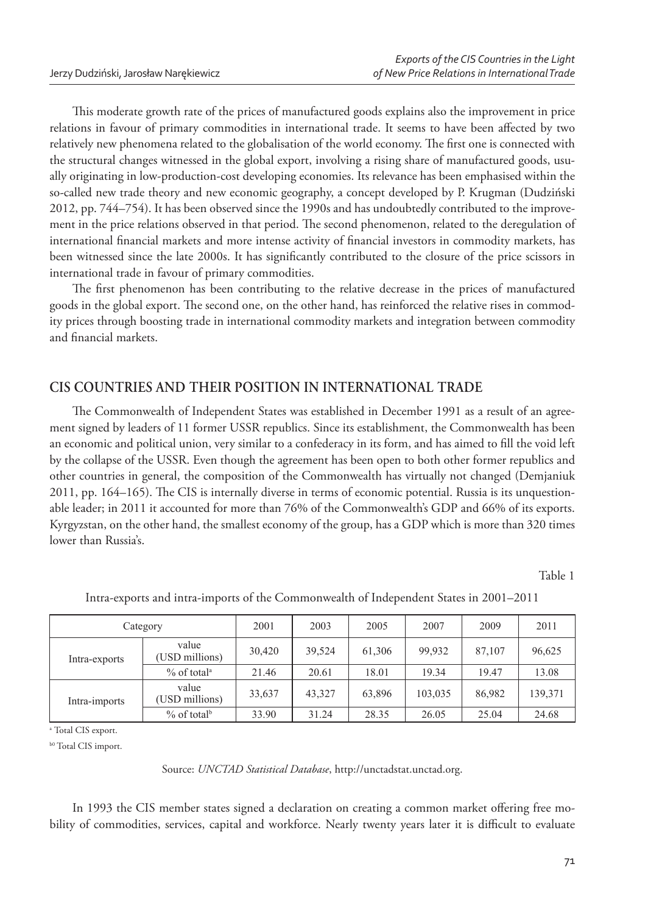This moderate growth rate of the prices of manufactured goods explains also the improvement in price relations in favour of primary commodities in international trade. It seems to have been affected by two relatively new phenomena related to the globalisation of the world economy. The first one is connected with the structural changes witnessed in the global export, involving a rising share of manufactured goods, usually originating in low-production-cost developing economies. Its relevance has been emphasised within the so-called new trade theory and new economic geography, a concept developed by P. Krugman (Dudziński 2012, pp. 744–754). It has been observed since the 1990s and has undoubtedly contributed to the improvement in the price relations observed in that period. The second phenomenon, related to the deregulation of international financial markets and more intense activity of financial investors in commodity markets, has been witnessed since the late 2000s. It has significantly contributed to the closure of the price scissors in international trade in favour of primary commodities.

The first phenomenon has been contributing to the relative decrease in the prices of manufactured goods in the global export. The second one, on the other hand, has reinforced the relative rises in commodity prices through boosting trade in international commodity markets and integration between commodity and financial markets.

## CIS COUNTRIES AND THEIR POSITION IN INTERNATIONAL TRADE

The Commonwealth of Independent States was established in December 1991 as a result of an agreement signed by leaders of 11 former USSR republics. Since its establishment, the Commonwealth has been an economic and political union, very similar to a confederacy in its form, and has aimed to fill the void left by the collapse of the USSR. Even though the agreement has been open to both other former republics and other countries in general, the composition of the Commonwealth has virtually not changed (Demjaniuk 2011, pp. 164–165). The CIS is internally diverse in terms of economic potential. Russia is its unquestionable leader; in 2011 it accounted for more than 76% of the Commonwealth's GDP and 66% of its exports. Kyrgyzstan, on the other hand, the smallest economy of the group, has a GDP which is more than 320 times lower than Russia's.

Table 1

Intra-exports and intra-imports of the Commonwealth of Independent States in 2001–2011

| Category | | 2001 | 2003 | 2005 | 2007 | 2009 | 2011 |
|---|---|---|---|---|---|---|---|
| Intra-exports | value (USD millions) | 30,420 | 39,524 | 61,306 | 99,932 | 87,107 | 96,625 |
| | % of total[a] | 21.46 | 20.61 | 18.01 | 19.34 | 19.47 | 13.08 |
| Intra-imports | value (USD millions) | 33,637 | 43,327 | 63,896 | 103,035 | 86,982 | 139,371 |
| | % of total[b] | 33.90 | 31.24 | 28.35 | 26.05 | 25.04 | 24.68 |

[a] Total CIS export.

[b0] Total CIS import.

Source: *UNCTAD Statistical Database*, http://unctadstat.unctad.org.

In 1993 the CIS member states signed a declaration on creating a common market offering free mobility of commodities, services, capital and workforce. Nearly twenty years later it is difficult to evaluate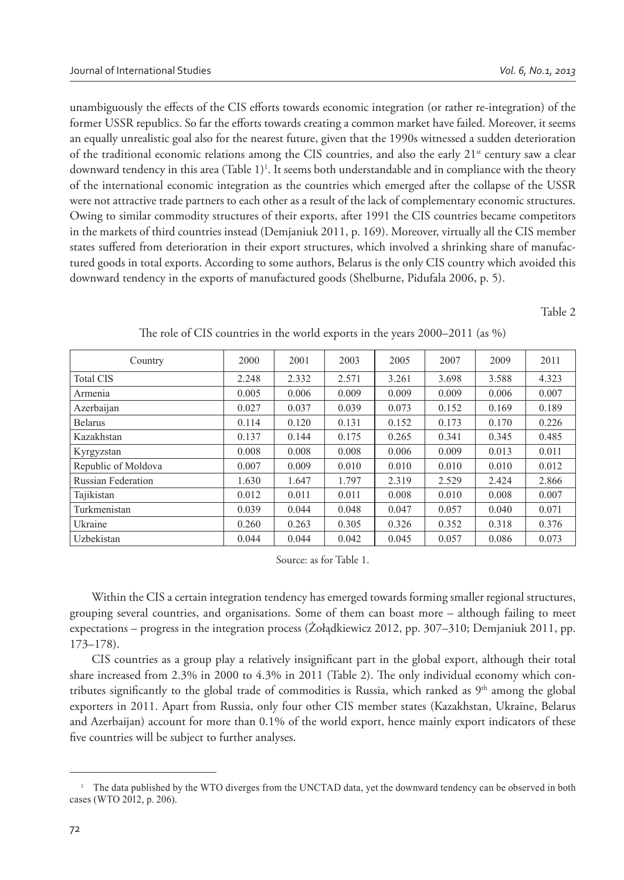unambiguously the effects of the CIS efforts towards economic integration (or rather re-integration) of the former USSR republics. So far the efforts towards creating a common market have failed. Moreover, it seems an equally unrealistic goal also for the nearest future, given that the 1990s witnessed a sudden deterioration of the traditional economic relations among the CIS countries, and also the early 21st century saw a clear downward tendency in this area (Table 1)[1]. It seems both understandable and in compliance with the theory of the international economic integration as the countries which emerged after the collapse of the USSR were not attractive trade partners to each other as a result of the lack of complementary economic structures. Owing to similar commodity structures of their exports, after 1991 the CIS countries became competitors in the markets of third countries instead (Demjaniuk 2011, p. 169). Moreover, virtually all the CIS member states suffered from deterioration in their export structures, which involved a shrinking share of manufactured goods in total exports. According to some authors, Belarus is the only CIS country which avoided this downward tendency in the exports of manufactured goods (Shelburne, Pidufala 2006, p. 5).

Table 2

The role of CIS countries in the world exports in the years 2000–2011 (as %)

| Country | 2000 | 2001 | 2003 | 2005 | 2007 | 2009 | 2011 |
|---|---|---|---|---|---|---|---|
| Total CIS | 2.248 | 2.332 | 2.571 | 3.261 | 3.698 | 3.588 | 4.323 |
| Armenia | 0.005 | 0.006 | 0.009 | 0.009 | 0.009 | 0.006 | 0.007 |
| Azerbaijan | 0.027 | 0.037 | 0.039 | 0.073 | 0.152 | 0.169 | 0.189 |
| Belarus | 0.114 | 0.120 | 0.131 | 0.152 | 0.173 | 0.170 | 0.226 |
| Kazakhstan | 0.137 | 0.144 | 0.175 | 0.265 | 0.341 | 0.345 | 0.485 |
| Kyrgyzstan | 0.008 | 0.008 | 0.008 | 0.006 | 0.009 | 0.013 | 0.011 |
| Republic of Moldova | 0.007 | 0.009 | 0.010 | 0.010 | 0.010 | 0.010 | 0.012 |
| Russian Federation | 1.630 | 1.647 | 1.797 | 2.319 | 2.529 | 2.424 | 2.866 |
| Tajikistan | 0.012 | 0.011 | 0.011 | 0.008 | 0.010 | 0.008 | 0.007 |
| Turkmenistan | 0.039 | 0.044 | 0.048 | 0.047 | 0.057 | 0.040 | 0.071 |
| Ukraine | 0.260 | 0.263 | 0.305 | 0.326 | 0.352 | 0.318 | 0.376 |
| Uzbekistan | 0.044 | 0.044 | 0.042 | 0.045 | 0.057 | 0.086 | 0.073 |

Source: as for Table 1.

Within the CIS a certain integration tendency has emerged towards forming smaller regional structures, grouping several countries, and organisations. Some of them can boast more – although failing to meet expectations – progress in the integration process (Żołądkiewicz 2012, pp. 307–310; Demjaniuk 2011, pp. 173–178).

CIS countries as a group play a relatively insignificant part in the global export, although their total share increased from 2.3% in 2000 to 4.3% in 2011 (Table 2). The only individual economy which contributes significantly to the global trade of commodities is Russia, which ranked as 9th among the global exporters in 2011. Apart from Russia, only four other CIS member states (Kazakhstan, Ukraine, Belarus and Azerbaijan) account for more than 0.1% of the world export, hence mainly export indicators of these five countries will be subject to further analyses.

[1] The data published by the WTO diverges from the UNCTAD data, yet the downward tendency can be observed in both cases (WTO 2012, p. 206).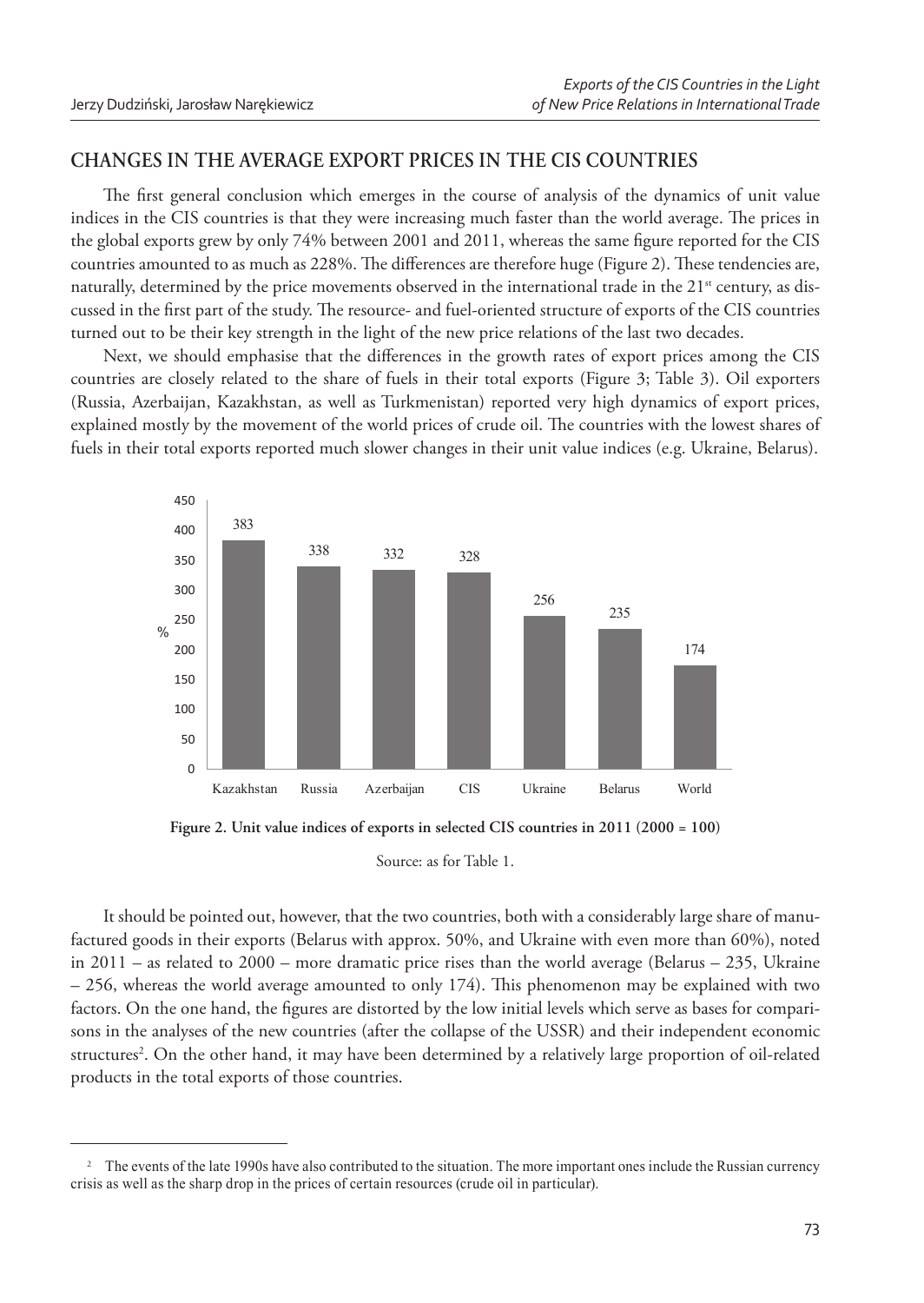## CHANGES IN THE AVERAGE EXPORT PRICES IN THE CIS COUNTRIES

The first general conclusion which emerges in the course of analysis of the dynamics of unit value indices in the CIS countries is that they were increasing much faster than the world average. The prices in the global exports grew by only 74% between 2001 and 2011, whereas the same figure reported for the CIS countries amounted to as much as 228%. The differences are therefore huge (Figure 2). These tendencies are, naturally, determined by the price movements observed in the international trade in the 21st century, as discussed in the first part of the study. The resource- and fuel-oriented structure of exports of the CIS countries turned out to be their key strength in the light of the new price relations of the last two decades.

Next, we should emphasise that the differences in the growth rates of export prices among the CIS countries are closely related to the share of fuels in their total exports (Figure 3; Table 3). Oil exporters (Russia, Azerbaijan, Kazakhstan, as well as Turkmenistan) reported very high dynamics of export prices, explained mostly by the movement of the world prices of crude oil. The countries with the lowest shares of fuels in their total exports reported much slower changes in their unit value indices (e.g. Ukraine, Belarus).

| | Kazakhstan | Russia | Azerbaijan | CIS | Ukraine | Belarus | World |
|---|---|---|---|---|---|---|---|
| % | 383 | 338 | 332 | 328 | 256 | 235 | 174 |

**Figure 2. Unit value indices of exports in selected CIS countries in 2011 (2000 = 100)**

Source: as for Table 1.

It should be pointed out, however, that the two countries, both with a considerably large share of manufactured goods in their exports (Belarus with approx. 50%, and Ukraine with even more than 60%), noted in 2011 – as related to 2000 – more dramatic price rises than the world average (Belarus – 235, Ukraine – 256, whereas the world average amounted to only 174). This phenomenon may be explained with two factors. On the one hand, the figures are distorted by the low initial levels which serve as bases for comparisons in the analyses of the new countries (after the collapse of the USSR) and their independent economic structures[2]. On the other hand, it may have been determined by a relatively large proportion of oil-related products in the total exports of those countries.

[2] The events of the late 1990s have also contributed to the situation. The more important ones include the Russian currency crisis as well as the sharp drop in the prices of certain resources (crude oil in particular).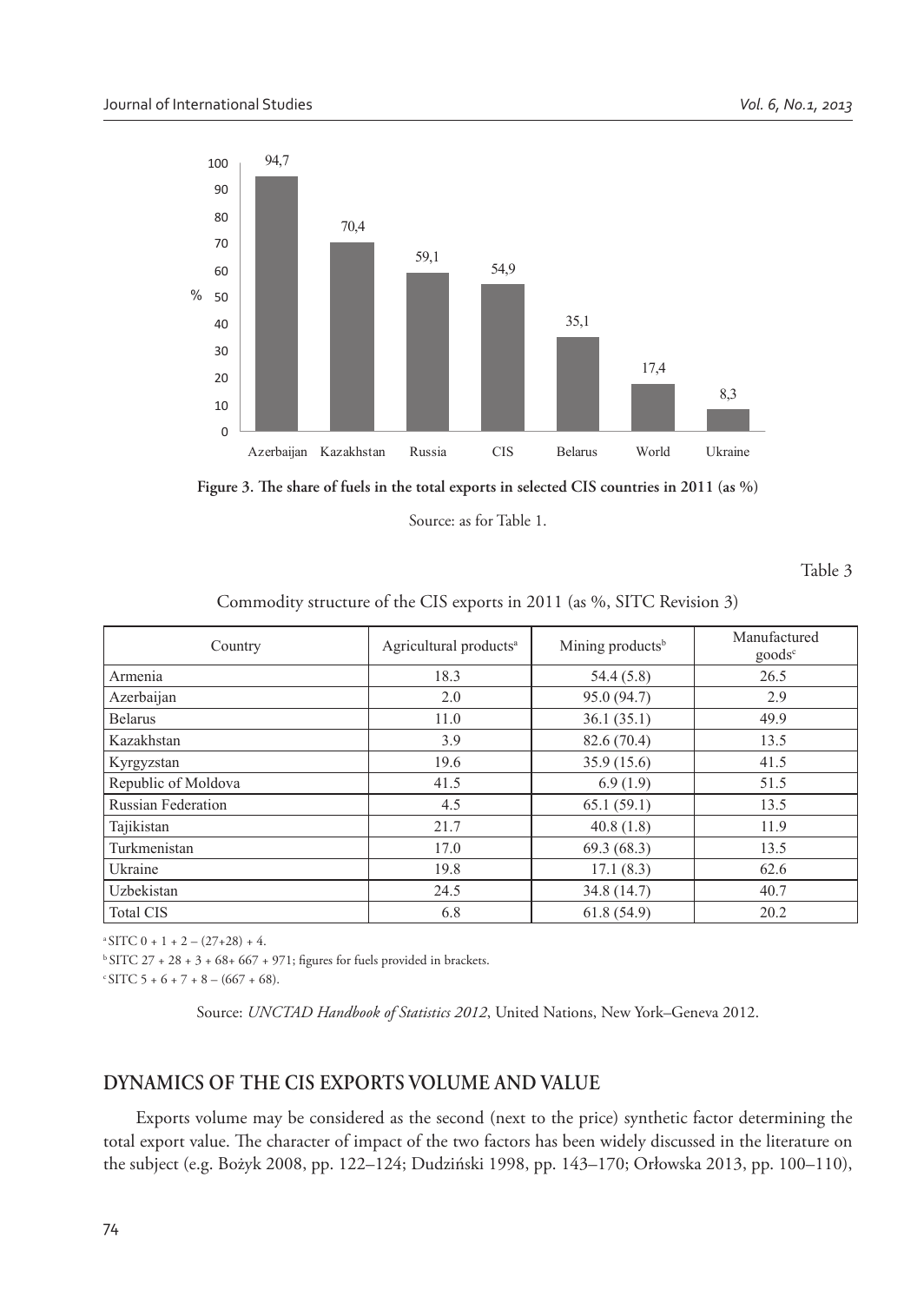**Figure 3. The share of fuels in the total exports in selected CIS countries in 2011 (as %)**

Source: as for Table 1.

Table 3

Commodity structure of the CIS exports in 2011 (as %, SITC Revision 3)

| Country | Agricultural products[a] | Mining products[b] | Manufactured goods[c] |
|---|---|---|---|
| Armenia | 18.3 | 54.4 (5.8) | 26.5 |
| Azerbaijan | 2.0 | 95.0 (94.7) | 2.9 |
| Belarus | 11.0 | 36.1 (35.1) | 49.9 |
| Kazakhstan | 3.9 | 82.6 (70.4) | 13.5 |
| Kyrgyzstan | 19.6 | 35.9 (15.6) | 41.5 |
| Republic of Moldova | 41.5 | 6.9 (1.9) | 51.5 |
| Russian Federation | 4.5 | 65.1 (59.1) | 13.5 |
| Tajikistan | 21.7 | 40.8 (1.8) | 11.9 |
| Turkmenistan | 17.0 | 69.3 (68.3) | 13.5 |
| Ukraine | 19.8 | 17.1 (8.3) | 62.6 |
| Uzbekistan | 24.5 | 34.8 (14.7) | 40.7 |
| Total CIS | 6.8 | 61.8 (54.9) | 20.2 |

[a] SITC 0 + 1 + 2 – (27+28) + 4.

[b] SITC 27 + 28 + 3 + 68+ 667 + 971; figures for fuels provided in brackets.

[c] SITC 5 + 6 + 7 + 8 – (667 + 68).

Source: *UNCTAD Handbook of Statistics 2012*, United Nations, New York–Geneva 2012.

## DYNAMICS OF THE CIS EXPORTS VOLUME AND VALUE

Exports volume may be considered as the second (next to the price) synthetic factor determining the total export value. The character of impact of the two factors has been widely discussed in the literature on the subject (e.g. Bożyk 2008, pp. 122–124; Dudziński 1998, pp. 143–170; Orłowska 2013, pp. 100–110),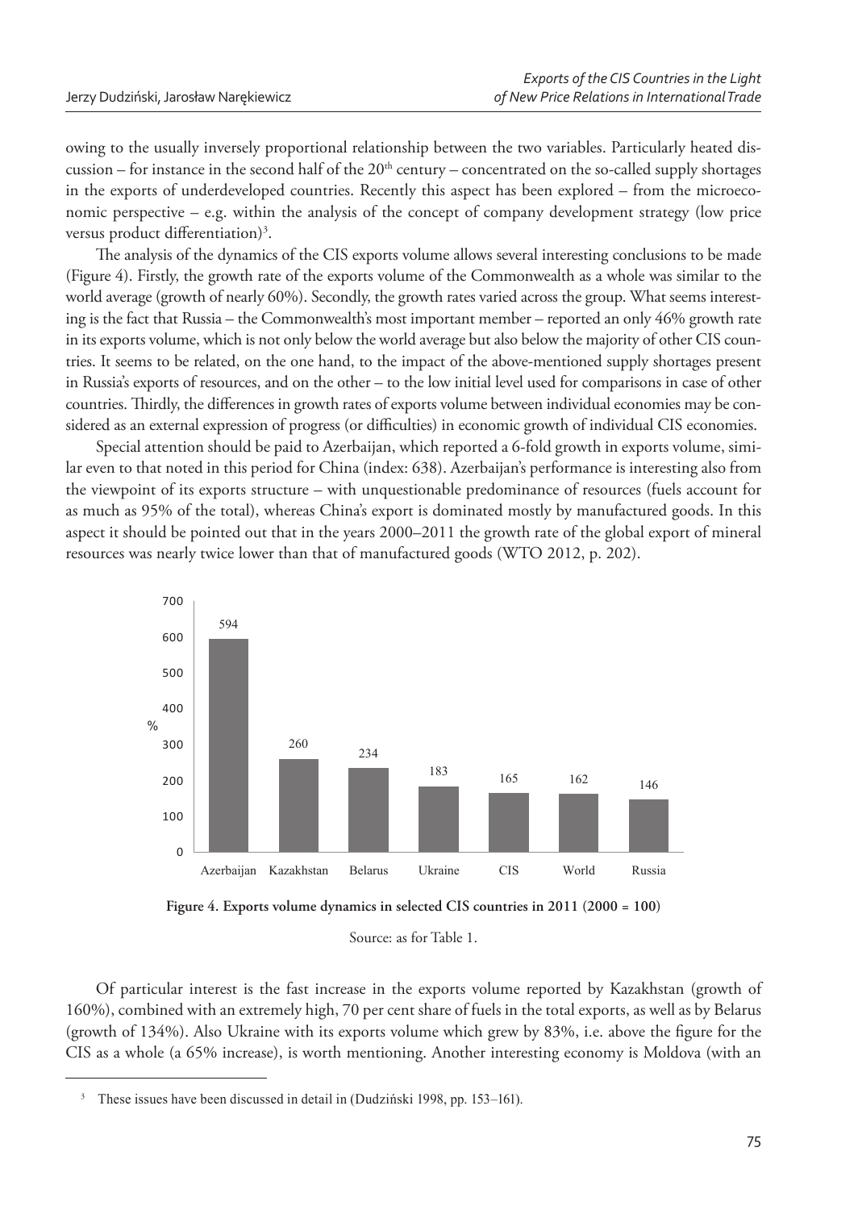owing to the usually inversely proportional relationship between the two variables. Particularly heated discussion – for instance in the second half of the 20th century – concentrated on the so-called supply shortages in the exports of underdeveloped countries. Recently this aspect has been explored – from the microeconomic perspective – e.g. within the analysis of the concept of company development strategy (low price versus product differentiation)[3].

The analysis of the dynamics of the CIS exports volume allows several interesting conclusions to be made (Figure 4). Firstly, the growth rate of the exports volume of the Commonwealth as a whole was similar to the world average (growth of nearly 60%). Secondly, the growth rates varied across the group. What seems interesting is the fact that Russia – the Commonwealth's most important member – reported an only 46% growth rate in its exports volume, which is not only below the world average but also below the majority of other CIS countries. It seems to be related, on the one hand, to the impact of the above-mentioned supply shortages present in Russia's exports of resources, and on the other – to the low initial level used for comparisons in case of other countries. Thirdly, the differences in growth rates of exports volume between individual economies may be considered as an external expression of progress (or difficulties) in economic growth of individual CIS economies.

Special attention should be paid to Azerbaijan, which reported a 6-fold growth in exports volume, similar even to that noted in this period for China (index: 638). Azerbaijan's performance is interesting also from the viewpoint of its exports structure – with unquestionable predominance of resources (fuels account for as much as 95% of the total), whereas China's export is dominated mostly by manufactured goods. In this aspect it should be pointed out that in the years 2000–2011 the growth rate of the global export of mineral resources was nearly twice lower than that of manufactured goods (WTO 2012, p. 202).

| | Azerbaijan | Kazakhstan | Belarus | Ukraine | CIS | World | Russia |
|---|---|---|---|---|---|---|---|
| % | 594 | 260 | 234 | 183 | 165 | 162 | 146 |

**Figure 4. Exports volume dynamics in selected CIS countries in 2011 (2000 = 100)**

Source: as for Table 1.

Of particular interest is the fast increase in the exports volume reported by Kazakhstan (growth of 160%), combined with an extremely high, 70 per cent share of fuels in the total exports, as well as by Belarus (growth of 134%). Also Ukraine with its exports volume which grew by 83%, i.e. above the figure for the CIS as a whole (a 65% increase), is worth mentioning. Another interesting economy is Moldova (with an

[3] These issues have been discussed in detail in (Dudziński 1998, pp. 153–161).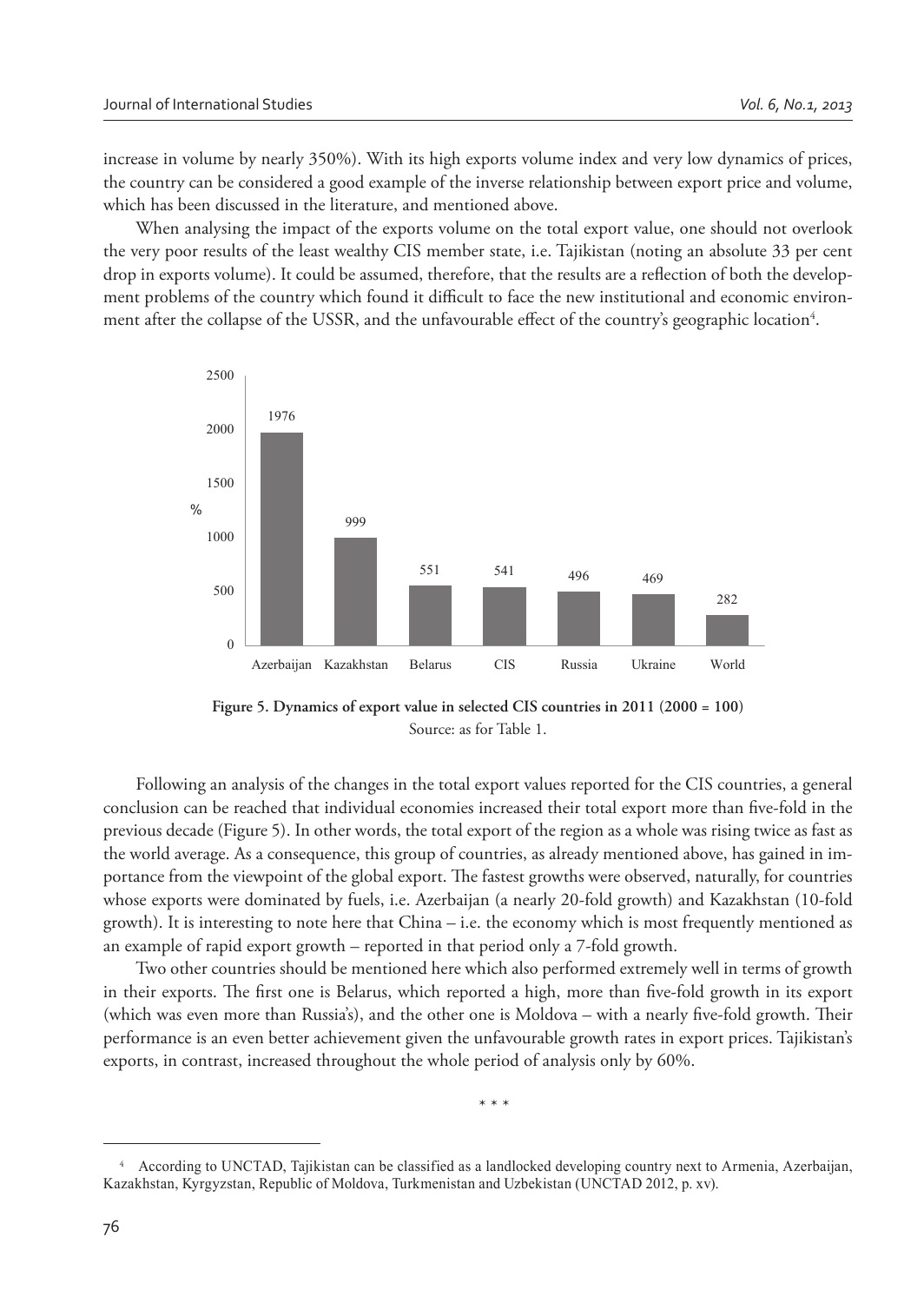increase in volume by nearly 350%). With its high exports volume index and very low dynamics of prices, the country can be considered a good example of the inverse relationship between export price and volume, which has been discussed in the literature, and mentioned above.

When analysing the impact of the exports volume on the total export value, one should not overlook the very poor results of the least wealthy CIS member state, i.e. Tajikistan (noting an absolute 33 per cent drop in exports volume). It could be assumed, therefore, that the results are a reflection of both the development problems of the country which found it difficult to face the new institutional and economic environment after the collapse of the USSR, and the unfavourable effect of the country's geographic location[4].

| Country | % |
|---|---|
| Azerbaijan | 1976 |
| Kazakhstan | 999 |
| Belarus | 551 |
| CIS | 541 |
| Russia | 496 |
| Ukraine | 469 |
| World | 282 |

**Figure 5. Dynamics of export value in selected CIS countries in 2011 (2000 = 100)**
Source: as for Table 1.

Following an analysis of the changes in the total export values reported for the CIS countries, a general conclusion can be reached that individual economies increased their total export more than five-fold in the previous decade (Figure 5). In other words, the total export of the region as a whole was rising twice as fast as the world average. As a consequence, this group of countries, as already mentioned above, has gained in importance from the viewpoint of the global export. The fastest growths were observed, naturally, for countries whose exports were dominated by fuels, i.e. Azerbaijan (a nearly 20-fold growth) and Kazakhstan (10-fold growth). It is interesting to note here that China – i.e. the economy which is most frequently mentioned as an example of rapid export growth – reported in that period only a 7-fold growth.

Two other countries should be mentioned here which also performed extremely well in terms of growth in their exports. The first one is Belarus, which reported a high, more than five-fold growth in its export (which was even more than Russia's), and the other one is Moldova – with a nearly five-fold growth. Their performance is an even better achievement given the unfavourable growth rates in export prices. Tajikistan's exports, in contrast, increased throughout the whole period of analysis only by 60%.

\* \* \*

[4] According to UNCTAD, Tajikistan can be classified as a landlocked developing country next to Armenia, Azerbaijan, Kazakhstan, Kyrgyzstan, Republic of Moldova, Turkmenistan and Uzbekistan (UNCTAD 2012, p. xv).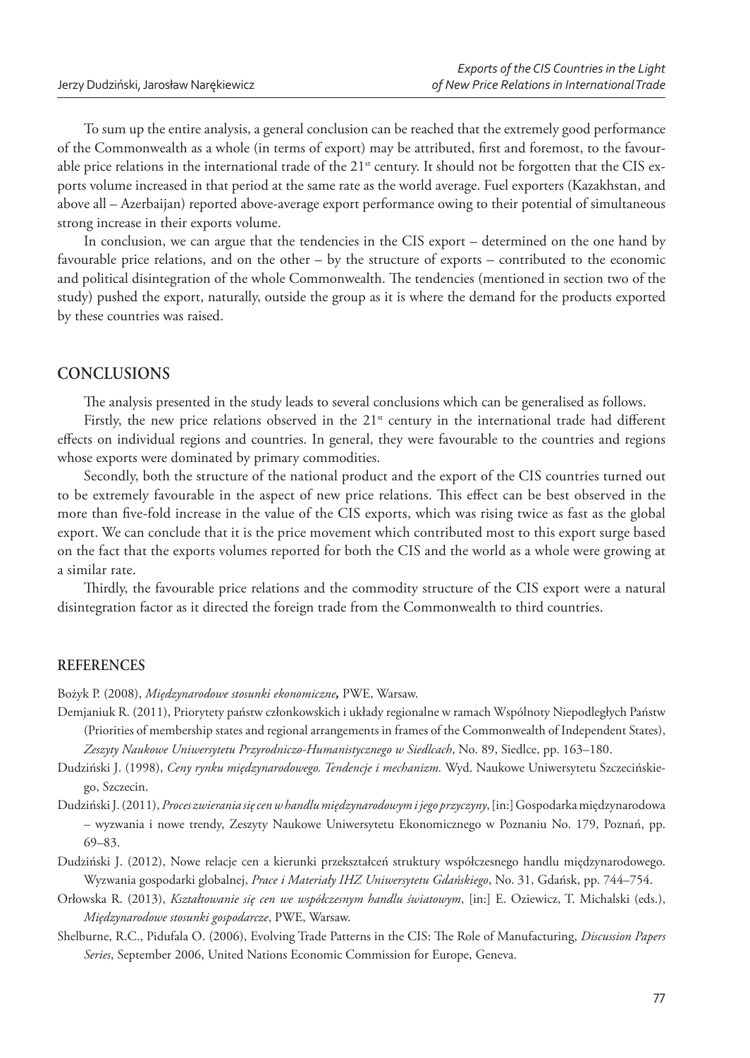To sum up the entire analysis, a general conclusion can be reached that the extremely good performance of the Commonwealth as a whole (in terms of export) may be attributed, first and foremost, to the favourable price relations in the international trade of the 21st century. It should not be forgotten that the CIS exports volume increased in that period at the same rate as the world average. Fuel exporters (Kazakhstan, and above all – Azerbaijan) reported above-average export performance owing to their potential of simultaneous strong increase in their exports volume.

In conclusion, we can argue that the tendencies in the CIS export – determined on the one hand by favourable price relations, and on the other – by the structure of exports – contributed to the economic and political disintegration of the whole Commonwealth. The tendencies (mentioned in section two of the study) pushed the export, naturally, outside the group as it is where the demand for the products exported by these countries was raised.

## CONCLUSIONS

The analysis presented in the study leads to several conclusions which can be generalised as follows.

Firstly, the new price relations observed in the 21st century in the international trade had different effects on individual regions and countries. In general, they were favourable to the countries and regions whose exports were dominated by primary commodities.

Secondly, both the structure of the national product and the export of the CIS countries turned out to be extremely favourable in the aspect of new price relations. This effect can be best observed in the more than five-fold increase in the value of the CIS exports, which was rising twice as fast as the global export. We can conclude that it is the price movement which contributed most to this export surge based on the fact that the exports volumes reported for both the CIS and the world as a whole were growing at a similar rate.

Thirdly, the favourable price relations and the commodity structure of the CIS export were a natural disintegration factor as it directed the foreign trade from the Commonwealth to third countries.

### REFERENCES

Bożyk P. (2008), *Międzynarodowe stosunki ekonomiczne,* PWE, Warsaw.

Demjaniuk R. (2011), Priorytety państw członkowskich i układy regionalne w ramach Wspólnoty Niepodległych Państw (Priorities of membership states and regional arrangements in frames of the Commonwealth of Independent States), *Zeszyty Naukowe Uniwersytetu Przyrodniczo-Humanistycznego w Siedlcach*, No. 89, Siedlce, pp. 163–180.

Dudziński J. (1998), *Ceny rynku międzynarodowego. Tendencje i mechanizm.* Wyd. Naukowe Uniwersytetu Szczecińskiego, Szczecin.

Dudziński J. (2011), *Proces zwierania się cen w handlu międzynarodowym i jego przyczyny*, [in:] Gospodarka międzynarodowa – wyzwania i nowe trendy, Zeszyty Naukowe Uniwersytetu Ekonomicznego w Poznaniu No. 179, Poznań, pp. 69–83.

Dudziński J. (2012), Nowe relacje cen a kierunki przekształceń struktury współczesnego handlu międzynarodowego. Wyzwania gospodarki globalnej, *Prace i Materiały IHZ Uniwersytetu Gdańskiego*, No. 31, Gdańsk, pp. 744–754.

Orłowska R. (2013), *Kształtowanie się cen we współczesnym handlu światowym*, [in:] E. Oziewicz, T. Michalski (eds.), *Międzynarodowe stosunki gospodarcze*, PWE, Warsaw.

Shelburne, R.C., Pidufala O. (2006), Evolving Trade Patterns in the CIS: The Role of Manufacturing, *Discussion Papers Series*, September 2006, United Nations Economic Commission for Europe, Geneva.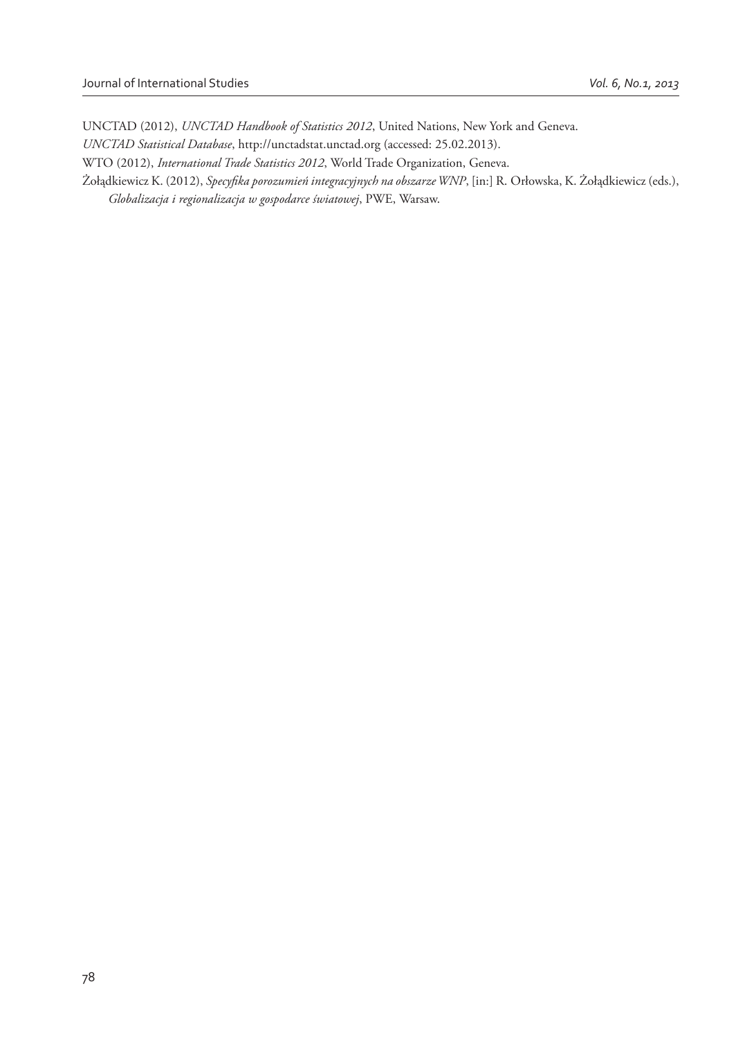UNCTAD (2012), *UNCTAD Handbook of Statistics 2012*, United Nations, New York and Geneva.

*UNCTAD Statistical Database*, http://unctadstat.unctad.org (accessed: 25.02.2013).

WTO (2012), *International Trade Statistics 2012*, World Trade Organization, Geneva.

Żołądkiewicz K. (2012), *Specyfika porozumień integracyjnych na obszarze WNP*, [in:] R. Orłowska, K. Żołądkiewicz (eds.), *Globalizacja i regionalizacja w gospodarce światowej*, PWE, Warsaw.